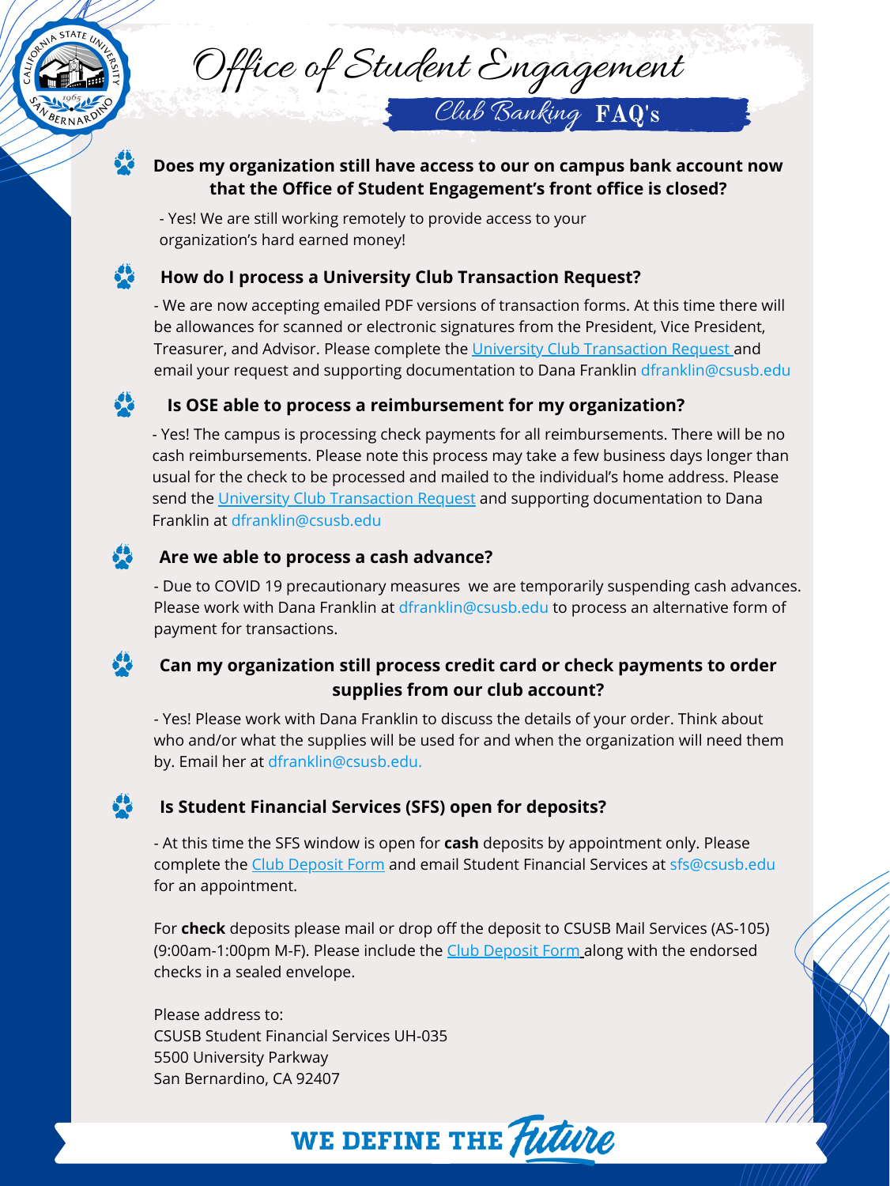# Office of Student Engagement

## Club Banking FAQ's

### Does my organization still have access to our on campus bank account now that the Office of Student Engagement's front office is closed?

- Yes! We are still working remotely to provide access to your organization's hard earned money!

### How do I process a University Club Transaction Request?

- We are now accepting emailed PDF versions of transaction forms. At this time there will be allowances for scanned or electronic signatures from the President, Vice President, Treasurer, and Advisor. Please complete the University Club Transaction Request and email your request and supporting documentation to Dana Franklin dfranklin@csusb.edu

### Is OSE able to process a reimbursement for my organization?

- Yes! The campus is processing check payments for all reimbursements. There will be no cash reimbursements. Please note this process may take a few business days longer than usual for the check to be processed and mailed to the individual's home address. Please send the University Club Transaction Request and supporting documentation to Dana Franklin at dfranklin@csusb.edu

### Are we able to process a cash advance?

- Due to COVID 19 precautionary measures we are temporarily suspending cash advances. Please work with Dana Franklin at dfranklin@csusb.edu to process an alternative form of payment for transactions.

### Can my organization still process credit card or check payments to order supplies from our club account?

- Yes! Please work with Dana Franklin to discuss the details of your order. Think about who and/or what the supplies will be used for and when the organization will need them by. Email her at dfranklin@csusb.edu.

### Is Student Financial Services (SFS) open for deposits?

- At this time the SFS window is open for **cash** deposits by appointment only. Please complete the Club Deposit Form and email Student Financial Services at sfs@csusb.edu for an appointment.

For **check** deposits please mail or drop off the deposit to CSUSB Mail Services (AS-105) (9:00am-1:00pm M-F). Please include the Club Deposit Form along with the endorsed checks in a sealed envelope.

Please address to:
CSUSB Student Financial Services UH-035
5500 University Parkway
San Bernardino, CA 92407

WE DEFINE THE *Future*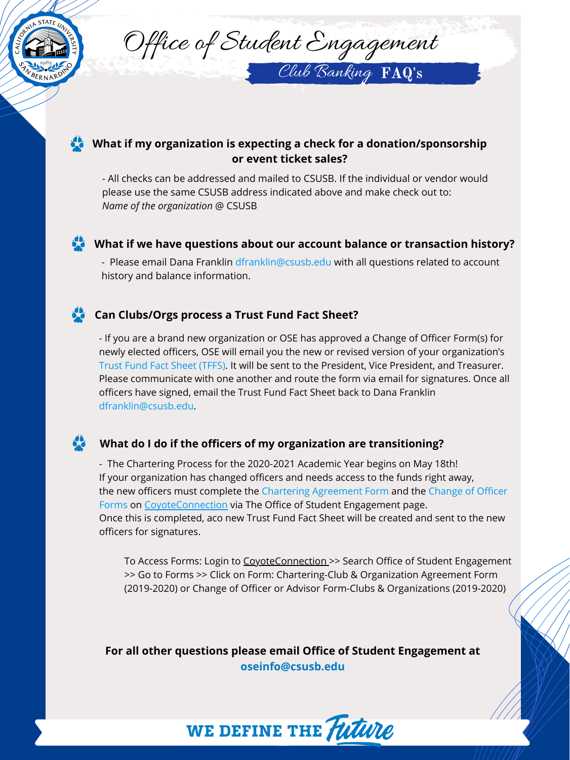# Office of Student Engagement

## Club Banking FAQ's

### What if my organization is expecting a check for a donation/sponsorship or event ticket sales?

- All checks can be addressed and mailed to CSUSB. If the individual or vendor would please use the same CSUSB address indicated above and make check out to: *Name of the organization* @ CSUSB

### What if we have questions about our account balance or transaction history?

- Please email Dana Franklin dfranklin@csusb.edu with all questions related to account history and balance information.

### Can Clubs/Orgs process a Trust Fund Fact Sheet?

- If you are a brand new organization or OSE has approved a Change of Officer Form(s) for newly elected officers, OSE will email you the new or revised version of your organization's Trust Fund Fact Sheet (TFFS). It will be sent to the President, Vice President, and Treasurer. Please communicate with one another and route the form via email for signatures. Once all officers have signed, email the Trust Fund Fact Sheet back to Dana Franklin dfranklin@csusb.edu.

### What do I do if the officers of my organization are transitioning?

- The Chartering Process for the 2020-2021 Academic Year begins on May 18th! If your organization has changed officers and needs access to the funds right away, the new officers must complete the Chartering Agreement Form and the Change of Officer Forms on CoyoteConnection via The Office of Student Engagement page. Once this is completed, aco new Trust Fund Fact Sheet will be created and sent to the new officers for signatures.

To Access Forms: Login to CoyoteConnection >> Search Office of Student Engagement >> Go to Forms >> Click on Form: Chartering-Club & Organization Agreement Form (2019-2020) or Change of Officer or Advisor Form-Clubs & Organizations (2019-2020)

**For all other questions please email Office of Student Engagement at oseinfo@csusb.edu**

WE DEFINE THE *Future*